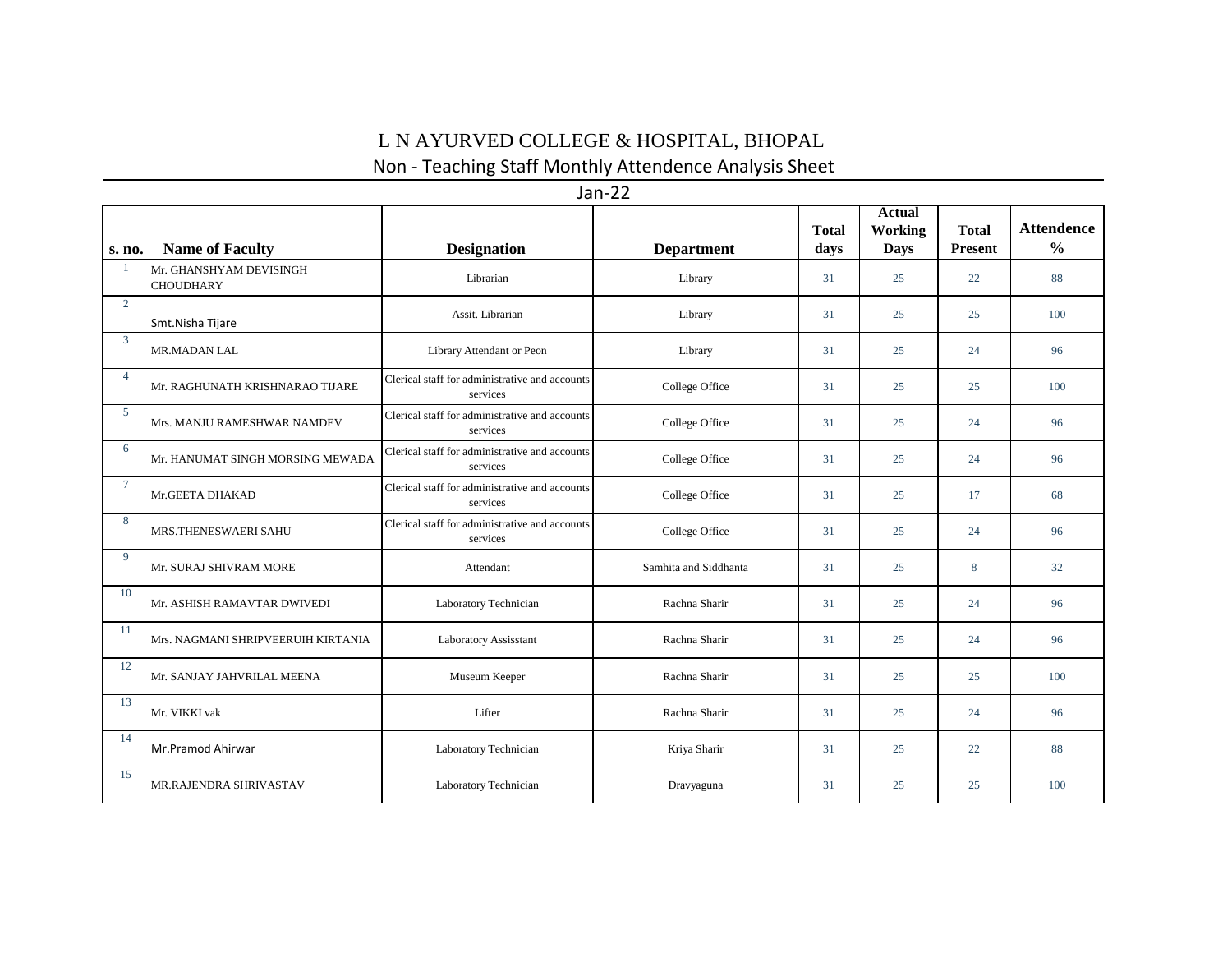# L N AYURVED COLLEGE & HOSPITAL, BHOPAL

## Non - Teaching Staff Monthly Attendence Analysis Sheet

Jan-22

| s. no. | Name of Faculty | Designation | Department | Total days | Actual Working Days | Total Present | Attendence % |
|---|---|---|---|---|---|---|---|
| 1 | Mr. GHANSHYAM DEVISINGH CHOUDHARY | Librarian | Library | 31 | 25 | 22 | 88 |
| 2 | Smt.Nisha Tijare | Assit. Librarian | Library | 31 | 25 | 25 | 100 |
| 3 | MR.MADAN LAL | Library Attendant or Peon | Library | 31 | 25 | 24 | 96 |
| 4 | Mr. RAGHUNATH KRISHNARAO TIJARE | Clerical staff for administrative and accounts services | College Office | 31 | 25 | 25 | 100 |
| 5 | Mrs. MANJU RAMESHWAR NAMDEV | Clerical staff for administrative and accounts services | College Office | 31 | 25 | 24 | 96 |
| 6 | Mr. HANUMAT SINGH MORSING MEWADA | Clerical staff for administrative and accounts services | College Office | 31 | 25 | 24 | 96 |
| 7 | Mr.GEETA DHAKAD | Clerical staff for administrative and accounts services | College Office | 31 | 25 | 17 | 68 |
| 8 | MRS.THENESWAERI SAHU | Clerical staff for administrative and accounts services | College Office | 31 | 25 | 24 | 96 |
| 9 | Mr. SURAJ SHIVRAM MORE | Attendant | Samhita and Siddhanta | 31 | 25 | 8 | 32 |
| 10 | Mr. ASHISH RAMAVTAR DWIVEDI | Laboratory Technician | Rachna Sharir | 31 | 25 | 24 | 96 |
| 11 | Mrs. NAGMANI SHRIPVEERUIH KIRTANIA | Laboratory Assisstant | Rachna Sharir | 31 | 25 | 24 | 96 |
| 12 | Mr. SANJAY JAHVRILAL MEENA | Museum Keeper | Rachna Sharir | 31 | 25 | 25 | 100 |
| 13 | Mr. VIKKI vak | Lifter | Rachna Sharir | 31 | 25 | 24 | 96 |
| 14 | Mr.Pramod Ahirwar | Laboratory Technician | Kriya Sharir | 31 | 25 | 22 | 88 |
| 15 | MR.RAJENDRA SHRIVASTAV | Laboratory Technician | Dravyaguna | 31 | 25 | 25 | 100 |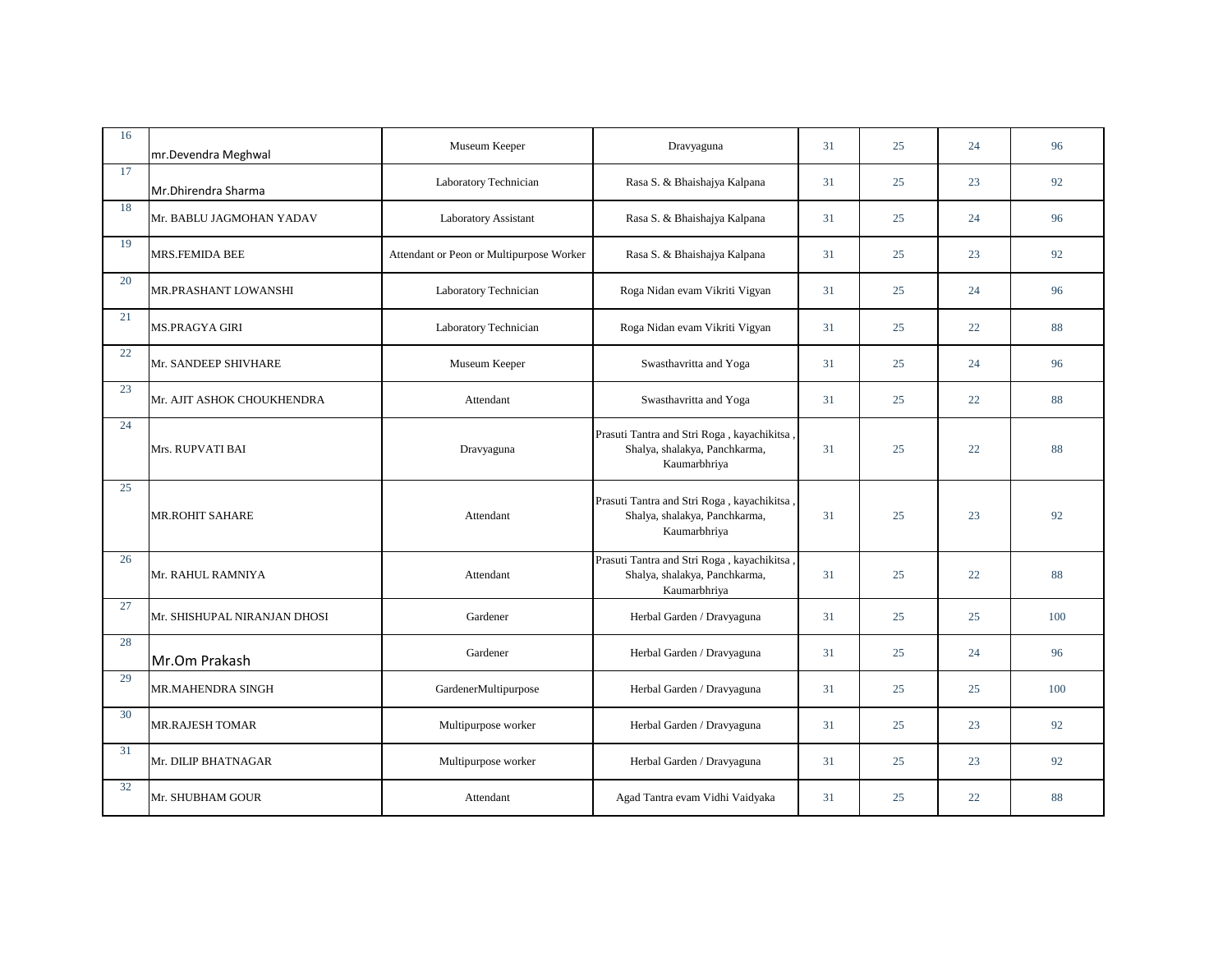| | | | | | | | |
|---|---|---|---|---|---|---|---|
| 16 | mr.Devendra Meghwal | Museum Keeper | Dravyaguna | 31 | 25 | 24 | 96 |
| 17 | Mr.Dhirendra Sharma | Laboratory Technician | Rasa S. & Bhaishajya Kalpana | 31 | 25 | 23 | 92 |
| 18 | Mr. BABLU JAGMOHAN YADAV | Laboratory Assistant | Rasa S. & Bhaishajya Kalpana | 31 | 25 | 24 | 96 |
| 19 | MRS.FEMIDA BEE | Attendant or Peon or Multipurpose Worker | Rasa S. & Bhaishajya Kalpana | 31 | 25 | 23 | 92 |
| 20 | MR.PRASHANT LOWANSHI | Laboratory Technician | Roga Nidan evam Vikriti Vigyan | 31 | 25 | 24 | 96 |
| 21 | MS.PRAGYA GIRI | Laboratory Technician | Roga Nidan evam Vikriti Vigyan | 31 | 25 | 22 | 88 |
| 22 | Mr. SANDEEP SHIVHARE | Museum Keeper | Swasthavritta and Yoga | 31 | 25 | 24 | 96 |
| 23 | Mr. AJIT ASHOK CHOUKHENDRA | Attendant | Swasthavritta and Yoga | 31 | 25 | 22 | 88 |
| 24 | Mrs. RUPVATI BAI | Dravyaguna | Prasuti Tantra and Stri Roga , kayachikitsa , Shalya, shalakya, Panchkarma, Kaumarbhriya | 31 | 25 | 22 | 88 |
| 25 | MR.ROHIT SAHARE | Attendant | Prasuti Tantra and Stri Roga , kayachikitsa , Shalya, shalakya, Panchkarma, Kaumarbhriya | 31 | 25 | 23 | 92 |
| 26 | Mr. RAHUL RAMNIYA | Attendant | Prasuti Tantra and Stri Roga , kayachikitsa , Shalya, shalakya, Panchkarma, Kaumarbhriya | 31 | 25 | 22 | 88 |
| 27 | Mr. SHISHUPAL NIRANJAN DHOSI | Gardener | Herbal Garden / Dravyaguna | 31 | 25 | 25 | 100 |
| 28 | Mr.Om Prakash | Gardener | Herbal Garden / Dravyaguna | 31 | 25 | 24 | 96 |
| 29 | MR.MAHENDRA SINGH | GardenerMultipurpose | Herbal Garden / Dravyaguna | 31 | 25 | 25 | 100 |
| 30 | MR.RAJESH TOMAR | Multipurpose worker | Herbal Garden / Dravyaguna | 31 | 25 | 23 | 92 |
| 31 | Mr. DILIP BHATNAGAR | Multipurpose worker | Herbal Garden / Dravyaguna | 31 | 25 | 23 | 92 |
| 32 | Mr. SHUBHAM GOUR | Attendant | Agad Tantra evam Vidhi Vaidyaka | 31 | 25 | 22 | 88 |